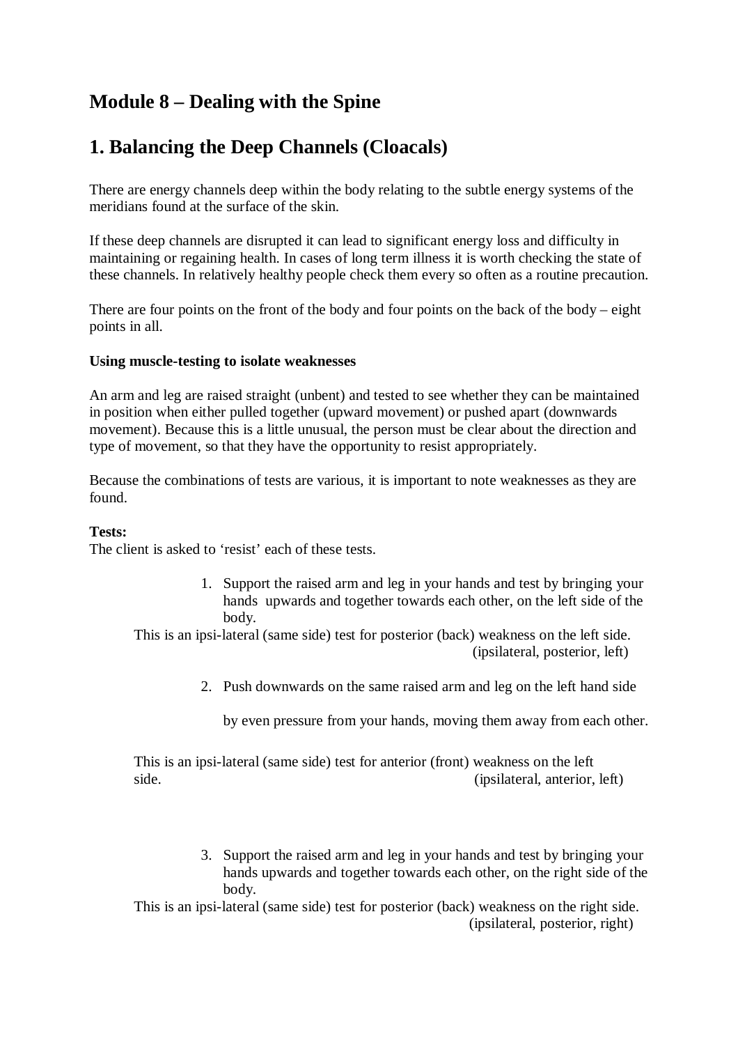# Module 8 – Dealing with the Spine

## 1. Balancing the Deep Channels (Cloacals)

There are energy channels deep within the body relating to the subtle energy systems of the meridians found at the surface of the skin.

If these deep channels are disrupted it can lead to significant energy loss and difficulty in maintaining or regaining health. In cases of long term illness it is worth checking the state of these channels. In relatively healthy people check them every so often as a routine precaution.

There are four points on the front of the body and four points on the back of the body – eight points in all.

**Using muscle-testing to isolate weaknesses**

An arm and leg are raised straight (unbent) and tested to see whether they can be maintained in position when either pulled together (upward movement) or pushed apart (downwards movement). Because this is a little unusual, the person must be clear about the direction and type of movement, so that they have the opportunity to resist appropriately.

Because the combinations of tests are various, it is important to note weaknesses as they are found.

**Tests:**
The client is asked to 'resist' each of these tests.

1. Support the raised arm and leg in your hands and test by bringing your hands upwards and together towards each other, on the left side of the body.

This is an ipsi-lateral (same side) test for posterior (back) weakness on the left side. (ipsilateral, posterior, left)

2. Push downwards on the same raised arm and leg on the left hand side

   by even pressure from your hands, moving them away from each other.

This is an ipsi-lateral (same side) test for anterior (front) weakness on the left side. (ipsilateral, anterior, left)

3. Support the raised arm and leg in your hands and test by bringing your hands upwards and together towards each other, on the right side of the body.

This is an ipsi-lateral (same side) test for posterior (back) weakness on the right side. (ipsilateral, posterior, right)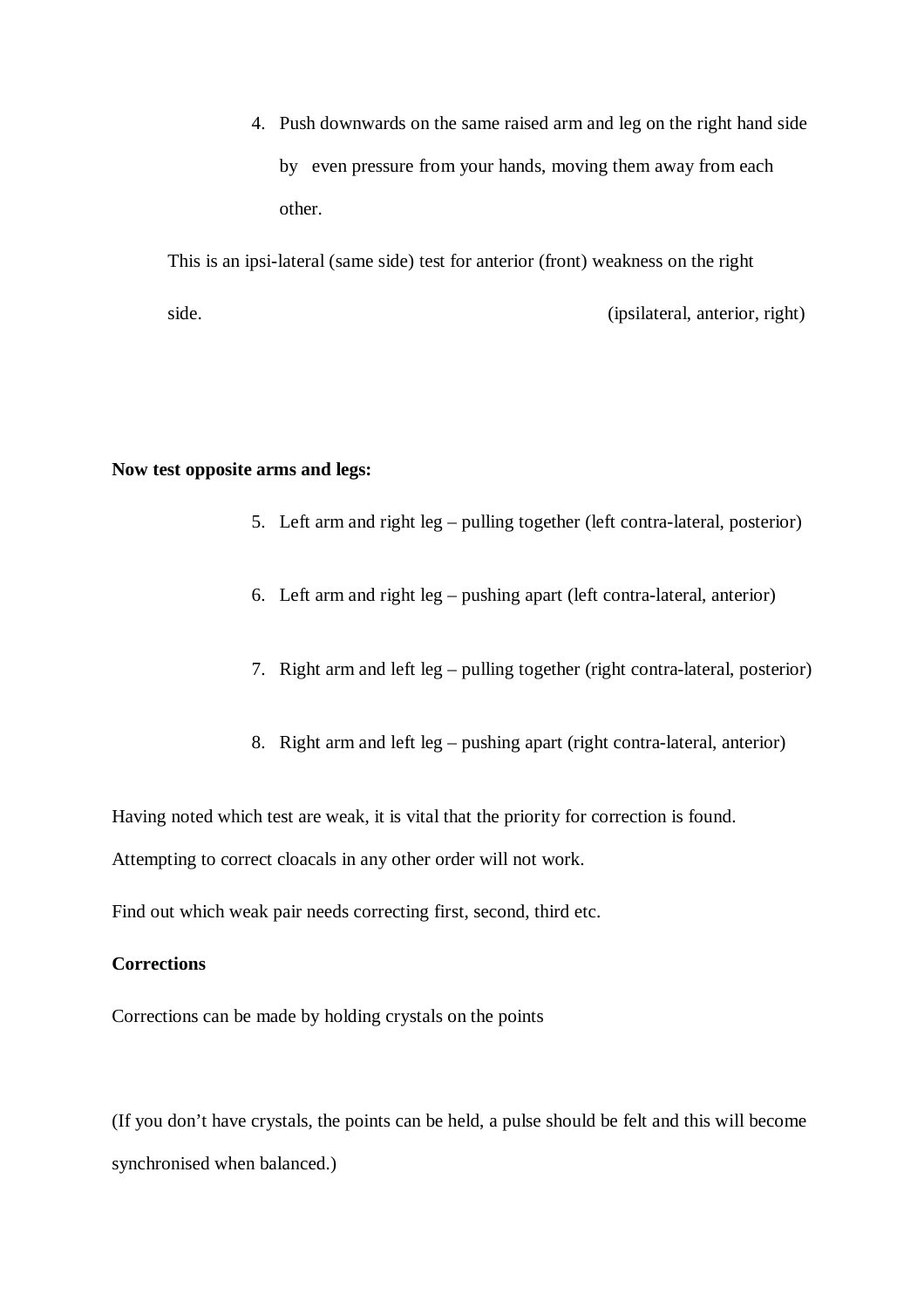4. Push downwards on the same raised arm and leg on the right hand side by even pressure from your hands, moving them away from each other.

This is an ipsi-lateral (same side) test for anterior (front) weakness on the right side. (ipsilateral, anterior, right)

**Now test opposite arms and legs:**

5. Left arm and right leg – pulling together (left contra-lateral, posterior)
6. Left arm and right leg – pushing apart (left contra-lateral, anterior)
7. Right arm and left leg – pulling together (right contra-lateral, posterior)
8. Right arm and left leg – pushing apart (right contra-lateral, anterior)

Having noted which test are weak, it is vital that the priority for correction is found. Attempting to correct cloacals in any other order will not work.

Find out which weak pair needs correcting first, second, third etc.

**Corrections**

Corrections can be made by holding crystals on the points

(If you don't have crystals, the points can be held, a pulse should be felt and this will become synchronised when balanced.)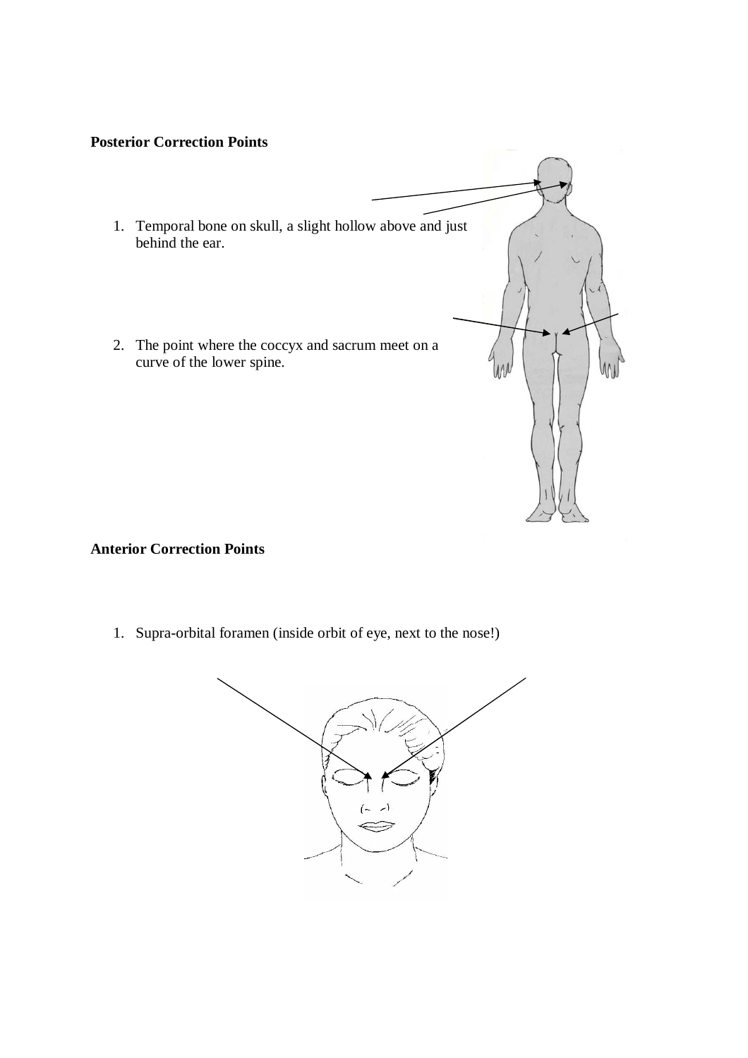**Posterior Correction Points**

1. Temporal bone on skull, a slight hollow above and just behind the ear.

2. The point where the coccyx and sacrum meet on a curve of the lower spine.

**Anterior Correction Points**

1. Supra-orbital foramen (inside orbit of eye, next to the nose!)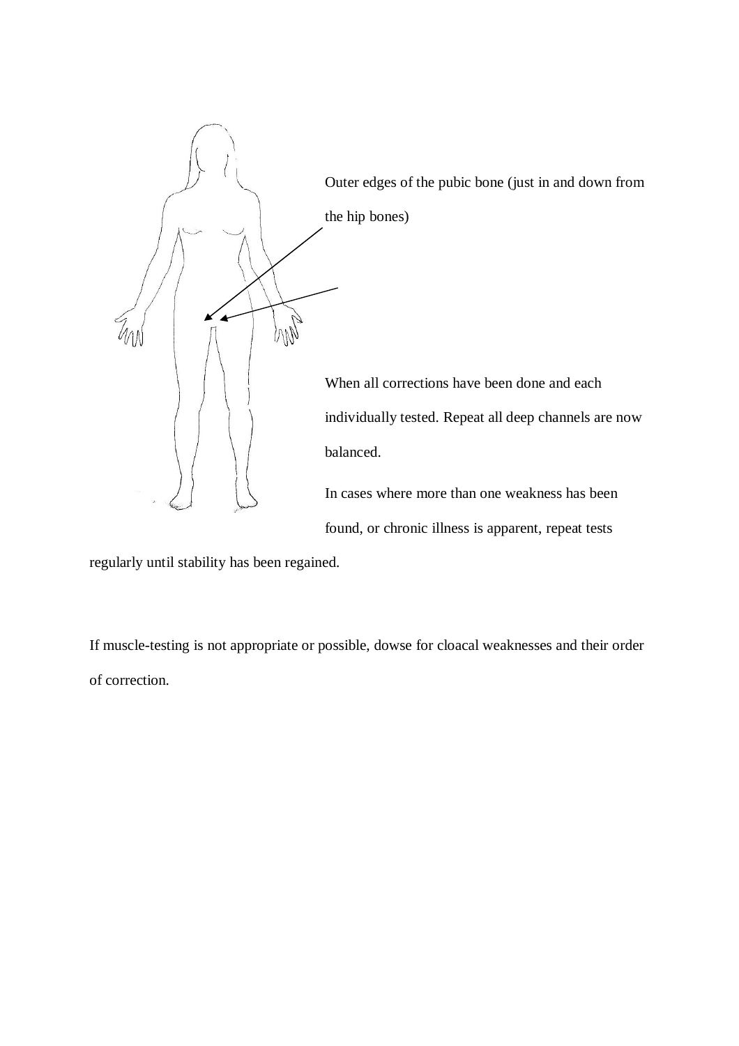Outer edges of the pubic bone (just in and down from the hip bones)

When all corrections have been done and each individually tested. Repeat all deep channels are now balanced.

In cases where more than one weakness has been found, or chronic illness is apparent, repeat tests regularly until stability has been regained.

If muscle-testing is not appropriate or possible, dowse for cloacal weaknesses and their order of correction.